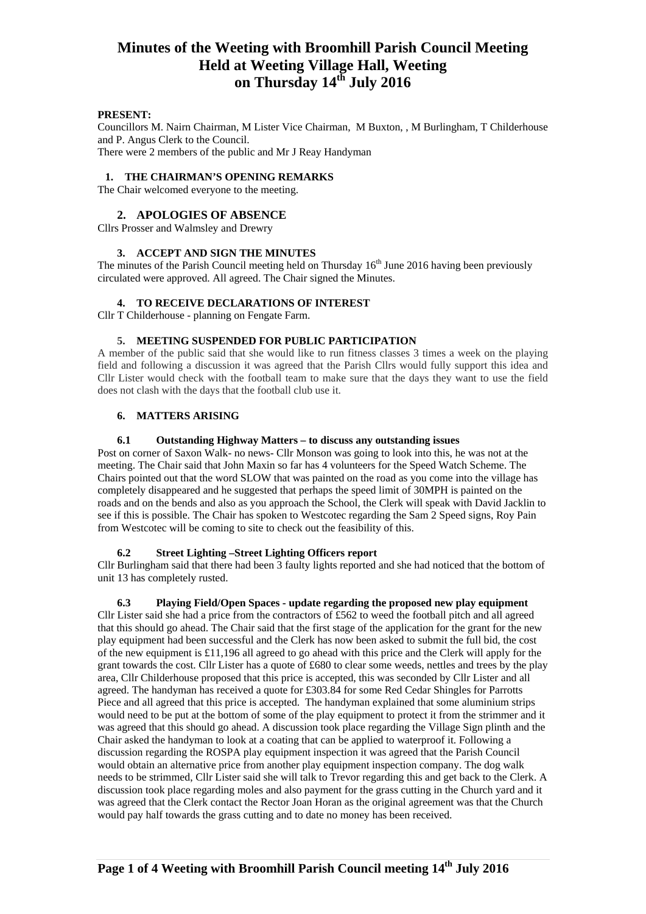# Minutes of the Weeting with Broomhill Parish Council Meeting Held at Weeting Village Hall, Weeting on Thursday 14th July 2016

**PRESENT:**

Councillors M. Nairn Chairman, M Lister Vice Chairman, M Buxton, , M Burlingham, T Childerhouse and P. Angus Clerk to the Council.

There were 2 members of the public and Mr J Reay Handyman

## 1. THE CHAIRMAN'S OPENING REMARKS

The Chair welcomed everyone to the meeting.

## 2. APOLOGIES OF ABSENCE

Cllrs Prosser and Walmsley and Drewry

## 3. ACCEPT AND SIGN THE MINUTES

The minutes of the Parish Council meeting held on Thursday 16th June 2016 having been previously circulated were approved. All agreed. The Chair signed the Minutes.

## 4. TO RECEIVE DECLARATIONS OF INTEREST

Cllr T Childerhouse - planning on Fengate Farm.

## 5. MEETING SUSPENDED FOR PUBLIC PARTICIPATION

A member of the public said that she would like to run fitness classes 3 times a week on the playing field and following a discussion it was agreed that the Parish Cllrs would fully support this idea and Cllr Lister would check with the football team to make sure that the days they want to use the field does not clash with the days that the football club use it.

## 6. MATTERS ARISING

### 6.1 Outstanding Highway Matters – to discuss any outstanding issues

Post on corner of Saxon Walk- no news- Cllr Monson was going to look into this, he was not at the meeting. The Chair said that John Maxin so far has 4 volunteers for the Speed Watch Scheme. The Chairs pointed out that the word SLOW that was painted on the road as you come into the village has completely disappeared and he suggested that perhaps the speed limit of 30MPH is painted on the roads and on the bends and also as you approach the School, the Clerk will speak with David Jacklin to see if this is possible. The Chair has spoken to Westcotec regarding the Sam 2 Speed signs, Roy Pain from Westcotec will be coming to site to check out the feasibility of this.

### 6.2 Street Lighting –Street Lighting Officers report

Cllr Burlingham said that there had been 3 faulty lights reported and she had noticed that the bottom of unit 13 has completely rusted.

### 6.3 Playing Field/Open Spaces - update regarding the proposed new play equipment

Cllr Lister said she had a price from the contractors of £562 to weed the football pitch and all agreed that this should go ahead. The Chair said that the first stage of the application for the grant for the new play equipment had been successful and the Clerk has now been asked to submit the full bid, the cost of the new equipment is £11,196 all agreed to go ahead with this price and the Clerk will apply for the grant towards the cost. Cllr Lister has a quote of £680 to clear some weeds, nettles and trees by the play area, Cllr Childerhouse proposed that this price is accepted, this was seconded by Cllr Lister and all agreed. The handyman has received a quote for £303.84 for some Red Cedar Shingles for Parrotts Piece and all agreed that this price is accepted. The handyman explained that some aluminium strips would need to be put at the bottom of some of the play equipment to protect it from the strimmer and it was agreed that this should go ahead. A discussion took place regarding the Village Sign plinth and the Chair asked the handyman to look at a coating that can be applied to waterproof it. Following a discussion regarding the ROSPA play equipment inspection it was agreed that the Parish Council would obtain an alternative price from another play equipment inspection company. The dog walk needs to be strimmed, Cllr Lister said she will talk to Trevor regarding this and get back to the Clerk. A discussion took place regarding moles and also payment for the grass cutting in the Church yard and it was agreed that the Clerk contact the Rector Joan Horan as the original agreement was that the Church would pay half towards the grass cutting and to date no money has been received.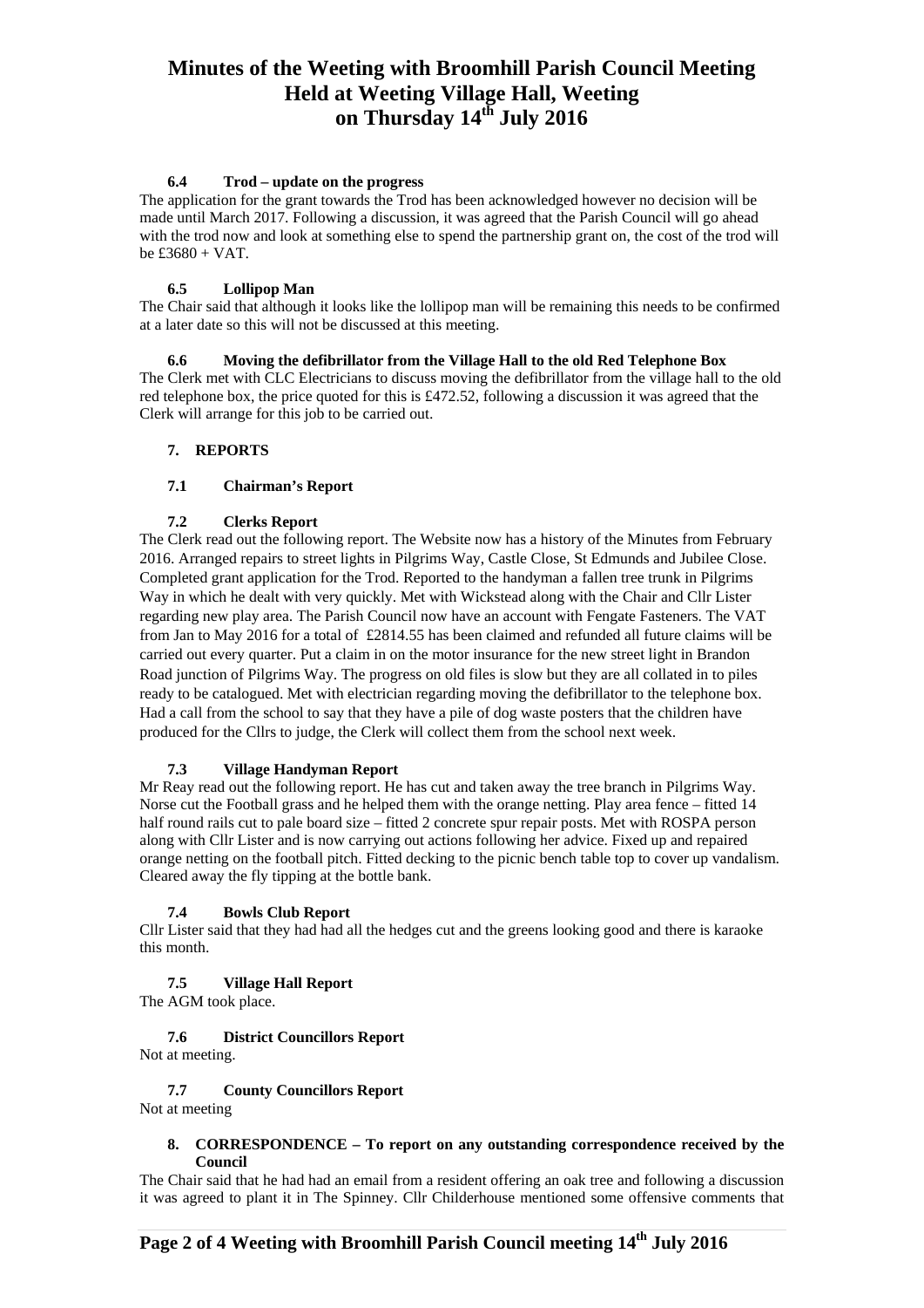# Minutes of the Weeting with Broomhill Parish Council Meeting Held at Weeting Village Hall, Weeting on Thursday 14th July 2016

### 6.4 Trod – update on the progress

The application for the grant towards the Trod has been acknowledged however no decision will be made until March 2017. Following a discussion, it was agreed that the Parish Council will go ahead with the trod now and look at something else to spend the partnership grant on, the cost of the trod will be £3680 + VAT.

### 6.5 Lollipop Man

The Chair said that although it looks like the lollipop man will be remaining this needs to be confirmed at a later date so this will not be discussed at this meeting.

### 6.6 Moving the defibrillator from the Village Hall to the old Red Telephone Box

The Clerk met with CLC Electricians to discuss moving the defibrillator from the village hall to the old red telephone box, the price quoted for this is £472.52, following a discussion it was agreed that the Clerk will arrange for this job to be carried out.

## 7. REPORTS

### 7.1 Chairman's Report

### 7.2 Clerks Report

The Clerk read out the following report. The Website now has a history of the Minutes from February 2016. Arranged repairs to street lights in Pilgrims Way, Castle Close, St Edmunds and Jubilee Close. Completed grant application for the Trod. Reported to the handyman a fallen tree trunk in Pilgrims Way in which he dealt with very quickly. Met with Wickstead along with the Chair and Cllr Lister regarding new play area. The Parish Council now have an account with Fengate Fasteners. The VAT from Jan to May 2016 for a total of £2814.55 has been claimed and refunded all future claims will be carried out every quarter. Put a claim in on the motor insurance for the new street light in Brandon Road junction of Pilgrims Way. The progress on old files is slow but they are all collated in to piles ready to be catalogued. Met with electrician regarding moving the defibrillator to the telephone box. Had a call from the school to say that they have a pile of dog waste posters that the children have produced for the Cllrs to judge, the Clerk will collect them from the school next week.

### 7.3 Village Handyman Report

Mr Reay read out the following report. He has cut and taken away the tree branch in Pilgrims Way. Norse cut the Football grass and he helped them with the orange netting. Play area fence – fitted 14 half round rails cut to pale board size – fitted 2 concrete spur repair posts. Met with ROSPA person along with Cllr Lister and is now carrying out actions following her advice. Fixed up and repaired orange netting on the football pitch. Fitted decking to the picnic bench table top to cover up vandalism. Cleared away the fly tipping at the bottle bank.

### 7.4 Bowls Club Report

Cllr Lister said that they had had all the hedges cut and the greens looking good and there is karaoke this month.

### 7.5 Village Hall Report

The AGM took place.

### 7.6 District Councillors Report

Not at meeting.

### 7.7 County Councillors Report

Not at meeting

## 8. CORRESPONDENCE – To report on any outstanding correspondence received by the Council

The Chair said that he had had an email from a resident offering an oak tree and following a discussion it was agreed to plant it in The Spinney. Cllr Childerhouse mentioned some offensive comments that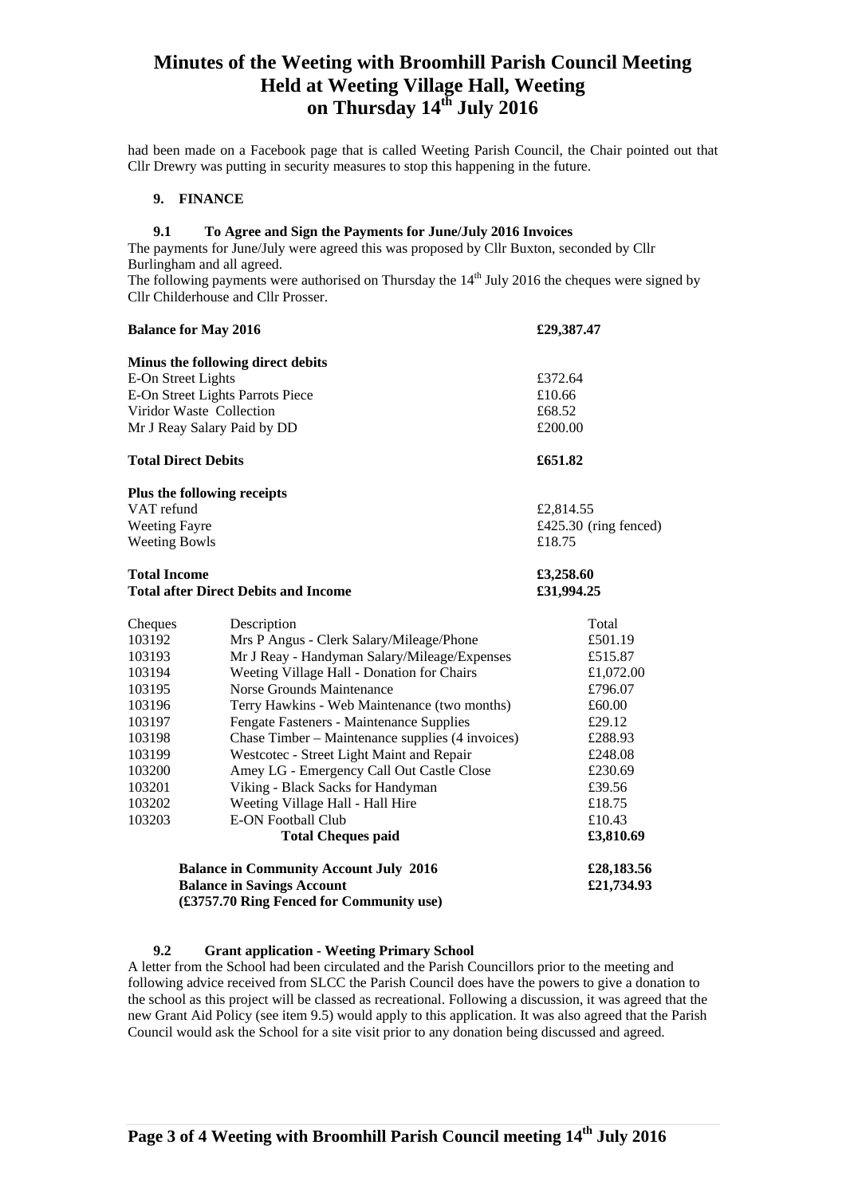# Minutes of the Weeting with Broomhill Parish Council Meeting Held at Weeting Village Hall, Weeting on Thursday 14th July 2016

had been made on a Facebook page that is called Weeting Parish Council, the Chair pointed out that Cllr Drewry was putting in security measures to stop this happening in the future.

## 9. FINANCE

### 9.1 To Agree and Sign the Payments for June/July 2016 Invoices

The payments for June/July were agreed this was proposed by Cllr Buxton, seconded by Cllr Burlingham and all agreed.

The following payments were authorised on Thursday the 14th July 2016 the cheques were signed by Cllr Childerhouse and Cllr Prosser.

| | |
|---|---|
| **Balance for May 2016** | **£29,387.47** |
| **Minus the following direct debits** | |
| E-On Street Lights | £372.64 |
| E-On Street Lights Parrots Piece | £10.66 |
| Viridor Waste Collection | £68.52 |
| Mr J Reay Salary Paid by DD | £200.00 |
| **Total Direct Debits** | **£651.82** |
| **Plus the following receipts** | |
| VAT refund | £2,814.55 |
| Weeting Fayre | £425.30 (ring fenced) |
| Weeting Bowls | £18.75 |
| **Total Income** | **£3,258.60** |
| **Total after Direct Debits and Income** | **£31,994.25** |

| Cheques | Description | Total |
|---|---|---|
| 103192 | Mrs P Angus - Clerk Salary/Mileage/Phone | £501.19 |
| 103193 | Mr J Reay - Handyman Salary/Mileage/Expenses | £515.87 |
| 103194 | Weeting Village Hall - Donation for Chairs | £1,072.00 |
| 103195 | Norse Grounds Maintenance | £796.07 |
| 103196 | Terry Hawkins - Web Maintenance (two months) | £60.00 |
| 103197 | Fengate Fasteners - Maintenance Supplies | £29.12 |
| 103198 | Chase Timber – Maintenance supplies (4 invoices) | £288.93 |
| 103199 | Westcotec - Street Light Maint and Repair | £248.08 |
| 103200 | Amey LG - Emergency Call Out Castle Close | £230.69 |
| 103201 | Viking - Black Sacks for Handyman | £39.56 |
| 103202 | Weeting Village Hall - Hall Hire | £18.75 |
| 103203 | E-ON Football Club | £10.43 |
| | **Total Cheques paid** | **£3,810.69** |

| | |
|---|---|
| **Balance in Community Account July 2016** | **£28,183.56** |
| **Balance in Savings Account** | **£21,734.93** |
| **(£3757.70 Ring Fenced for Community use)** | |

### 9.2 Grant application - Weeting Primary School

A letter from the School had been circulated and the Parish Councillors prior to the meeting and following advice received from SLCC the Parish Council does have the powers to give a donation to the school as this project will be classed as recreational. Following a discussion, it was agreed that the new Grant Aid Policy (see item 9.5) would apply to this application. It was also agreed that the Parish Council would ask the School for a site visit prior to any donation being discussed and agreed.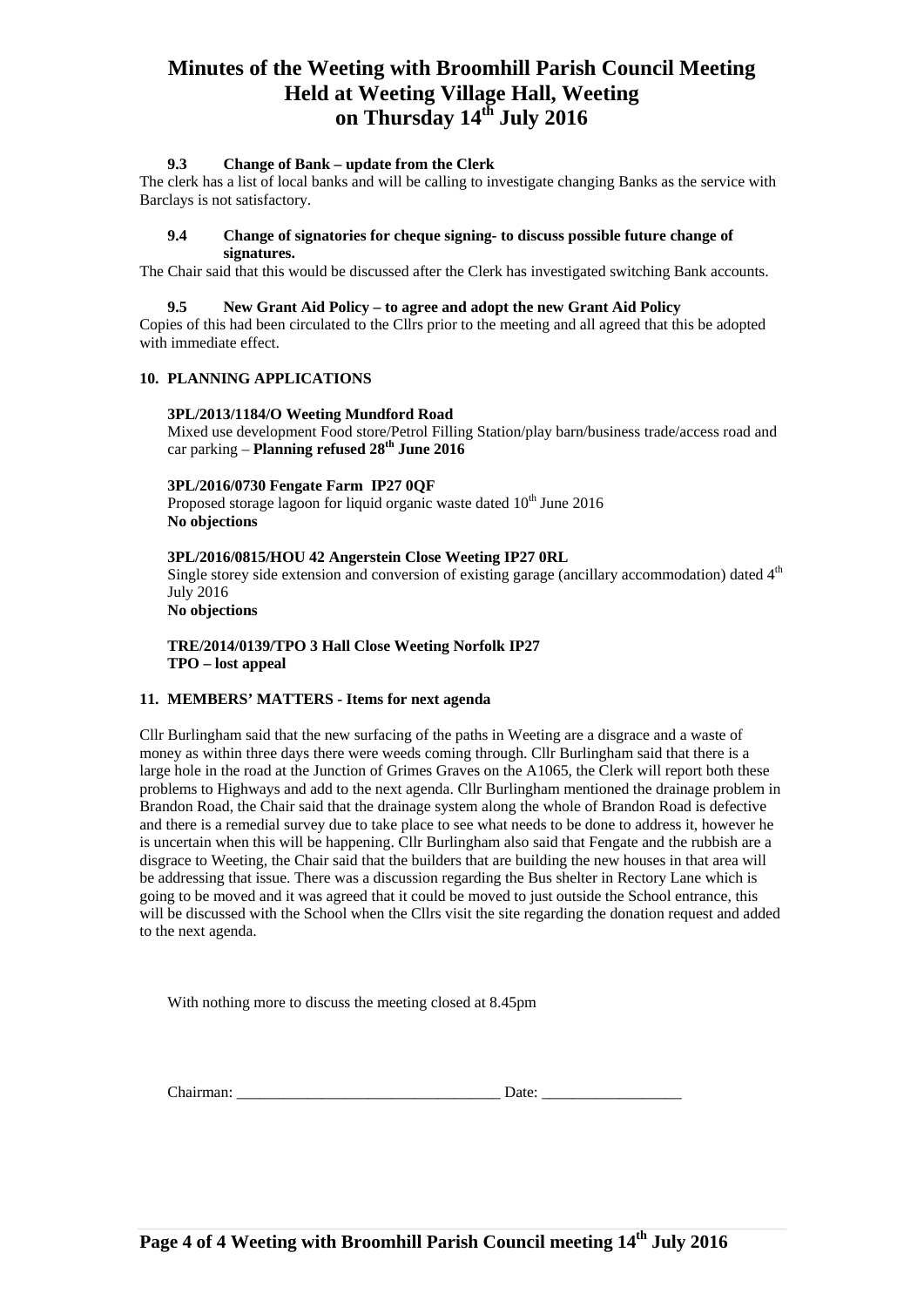# Minutes of the Weeting with Broomhill Parish Council Meeting Held at Weeting Village Hall, Weeting on Thursday 14th July 2016

**9.3 Change of Bank – update from the Clerk**

The clerk has a list of local banks and will be calling to investigate changing Banks as the service with Barclays is not satisfactory.

**9.4 Change of signatories for cheque signing- to discuss possible future change of signatures.**

The Chair said that this would be discussed after the Clerk has investigated switching Bank accounts.

**9.5 New Grant Aid Policy – to agree and adopt the new Grant Aid Policy**

Copies of this had been circulated to the Cllrs prior to the meeting and all agreed that this be adopted with immediate effect.

**10. PLANNING APPLICATIONS**

**3PL/2013/1184/O Weeting Mundford Road**
Mixed use development Food store/Petrol Filling Station/play barn/business trade/access road and car parking – **Planning refused 28th June 2016**

**3PL/2016/0730 Fengate Farm IP27 0QF**
Proposed storage lagoon for liquid organic waste dated 10th June 2016
**No objections**

**3PL/2016/0815/HOU 42 Angerstein Close Weeting IP27 0RL**
Single storey side extension and conversion of existing garage (ancillary accommodation) dated 4th July 2016
**No objections**

**TRE/2014/0139/TPO 3 Hall Close Weeting Norfolk IP27**
**TPO – lost appeal**

**11. MEMBERS' MATTERS - Items for next agenda**

Cllr Burlingham said that the new surfacing of the paths in Weeting are a disgrace and a waste of money as within three days there were weeds coming through. Cllr Burlingham said that there is a large hole in the road at the Junction of Grimes Graves on the A1065, the Clerk will report both these problems to Highways and add to the next agenda. Cllr Burlingham mentioned the drainage problem in Brandon Road, the Chair said that the drainage system along the whole of Brandon Road is defective and there is a remedial survey due to take place to see what needs to be done to address it, however he is uncertain when this will be happening. Cllr Burlingham also said that Fengate and the rubbish are a disgrace to Weeting, the Chair said that the builders that are building the new houses in that area will be addressing that issue. There was a discussion regarding the Bus shelter in Rectory Lane which is going to be moved and it was agreed that it could be moved to just outside the School entrance, this will be discussed with the School when the Cllrs visit the site regarding the donation request and added to the next agenda.

With nothing more to discuss the meeting closed at 8.45pm

Chairman: ________________________________ Date: _________________